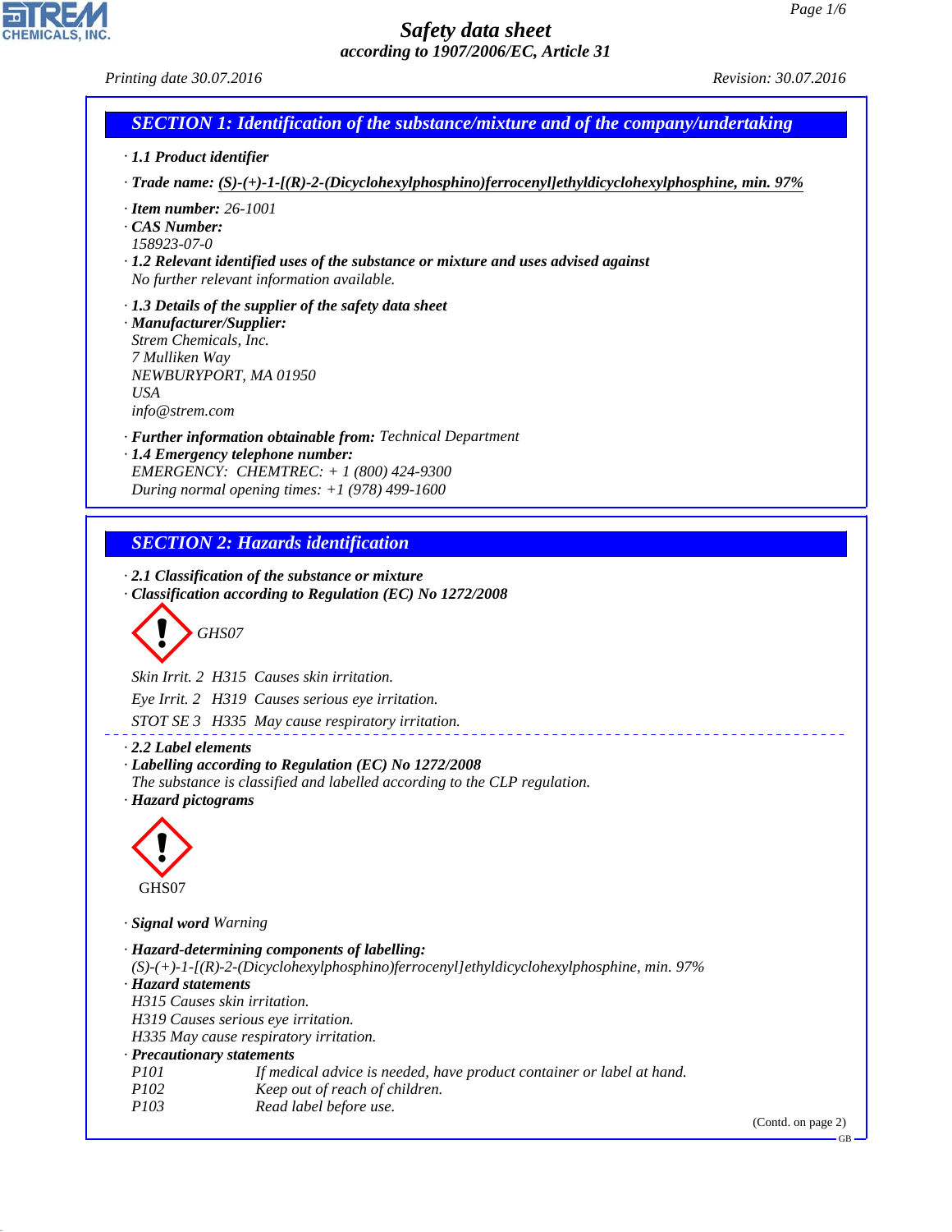# Safety data sheet

*according to 1907/2006/EC, Article 31*

*Printing date 30.07.2016* *Revision: 30.07.2016*

## SECTION 1: Identification of the substance/mixture and of the company/undertaking

· **1.1 Product identifier**

· **Trade name: (S)-(+)-1-[(R)-2-(Dicyclohexylphosphino)ferrocenyl]ethyldicyclohexylphosphine, min. 97%**

· **Item number:** 26-1001
· **CAS Number:**
158923-07-0
· **1.2 Relevant identified uses of the substance or mixture and uses advised against**
No further relevant information available.

· **1.3 Details of the supplier of the safety data sheet**
· **Manufacturer/Supplier:**
Strem Chemicals, Inc.
7 Mulliken Way
NEWBURYPORT, MA 01950
USA
info@strem.com

· **Further information obtainable from:** Technical Department
· **1.4 Emergency telephone number:**
EMERGENCY: CHEMTREC: + 1 (800) 424-9300
During normal opening times: +1 (978) 499-1600

## SECTION 2: Hazards identification

· **2.1 Classification of the substance or mixture**
· **Classification according to Regulation (EC) No 1272/2008**

GHS07

Skin Irrit. 2 H315 Causes skin irritation.

Eye Irrit. 2 H319 Causes serious eye irritation.

STOT SE 3 H335 May cause respiratory irritation.

· **2.2 Label elements**
· **Labelling according to Regulation (EC) No 1272/2008**
The substance is classified and labelled according to the CLP regulation.
· **Hazard pictograms**

GHS07

· **Signal word** Warning

· **Hazard-determining components of labelling:**
(S)-(+)-1-[(R)-2-(Dicyclohexylphosphino)ferrocenyl]ethyldicyclohexylphosphine, min. 97%
· **Hazard statements**
H315 Causes skin irritation.
H319 Causes serious eye irritation.
H335 May cause respiratory irritation.
· **Precautionary statements**

| | |
|---|---|
| P101 | If medical advice is needed, have product container or label at hand. |
| P102 | Keep out of reach of children. |
| P103 | Read label before use. |

(Contd. on page 2)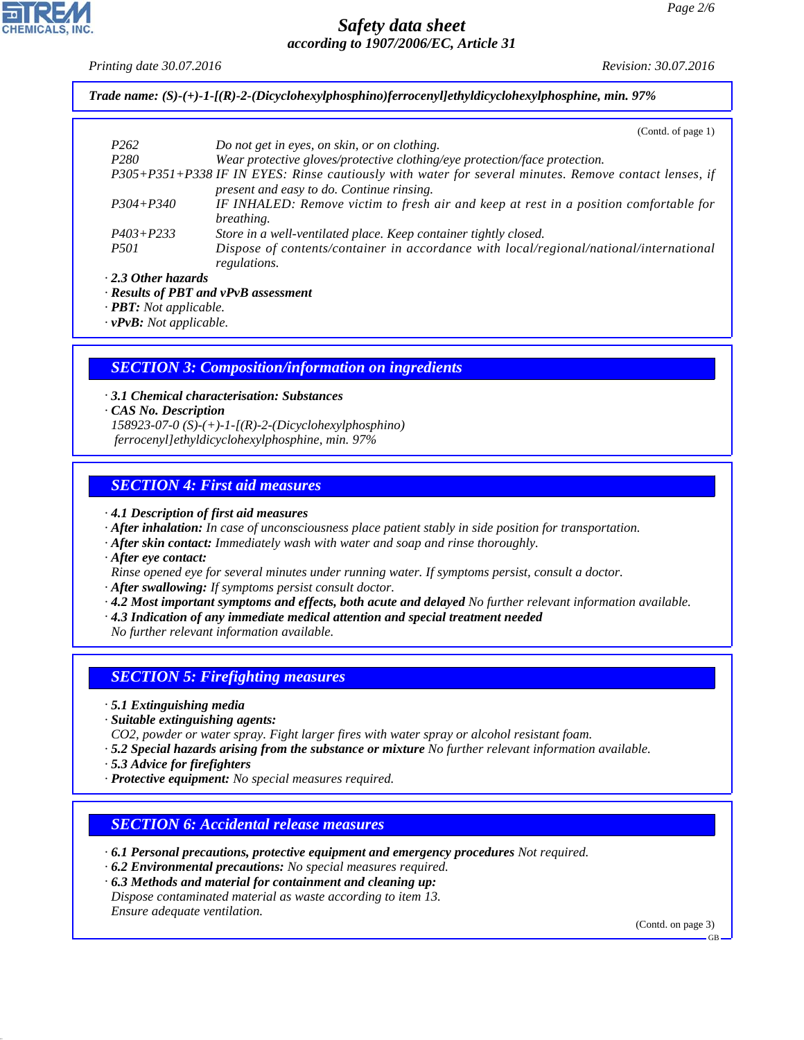**Trade name: (S)-(+)-1-[(R)-2-(Dicyclohexylphosphino)ferrocenyl]ethyldicyclohexylphosphine, min. 97%**

(Contd. of page 1)

| | |
|---|---|
| P262 | Do not get in eyes, on skin, or on clothing. |
| P280 | Wear protective gloves/protective clothing/eye protection/face protection. |
| P305+P351+P338 | IF IN EYES: Rinse cautiously with water for several minutes. Remove contact lenses, if present and easy to do. Continue rinsing. |
| P304+P340 | IF INHALED: Remove victim to fresh air and keep at rest in a position comfortable for breathing. |
| P403+P233 | Store in a well-ventilated place. Keep container tightly closed. |
| P501 | Dispose of contents/container in accordance with local/regional/national/international regulations. |

· **2.3 Other hazards**
· **Results of PBT and vPvB assessment**
· **PBT:** Not applicable.
· **vPvB:** Not applicable.

## SECTION 3: Composition/information on ingredients

· **3.1 Chemical characterisation: Substances**
· **CAS No. Description**
158923-07-0 (S)-(+)-1-[(R)-2-(Dicyclohexylphosphino) ferrocenyl]ethyldicyclohexylphosphine, min. 97%

## SECTION 4: First aid measures

· **4.1 Description of first aid measures**
· **After inhalation:** In case of unconsciousness place patient stably in side position for transportation.
· **After skin contact:** Immediately wash with water and soap and rinse thoroughly.
· **After eye contact:**
Rinse opened eye for several minutes under running water. If symptoms persist, consult a doctor.
· **After swallowing:** If symptoms persist consult doctor.
· **4.2 Most important symptoms and effects, both acute and delayed** No further relevant information available.
· **4.3 Indication of any immediate medical attention and special treatment needed**
No further relevant information available.

## SECTION 5: Firefighting measures

· **5.1 Extinguishing media**
· **Suitable extinguishing agents:**
$CO_2$, powder or water spray. Fight larger fires with water spray or alcohol resistant foam.
· **5.2 Special hazards arising from the substance or mixture** No further relevant information available.
· **5.3 Advice for firefighters**
· **Protective equipment:** No special measures required.

## SECTION 6: Accidental release measures

· **6.1 Personal precautions, protective equipment and emergency procedures** Not required.
· **6.2 Environmental precautions:** No special measures required.
· **6.3 Methods and material for containment and cleaning up:**
Dispose contaminated material as waste according to item 13.
Ensure adequate ventilation.

(Contd. on page 3)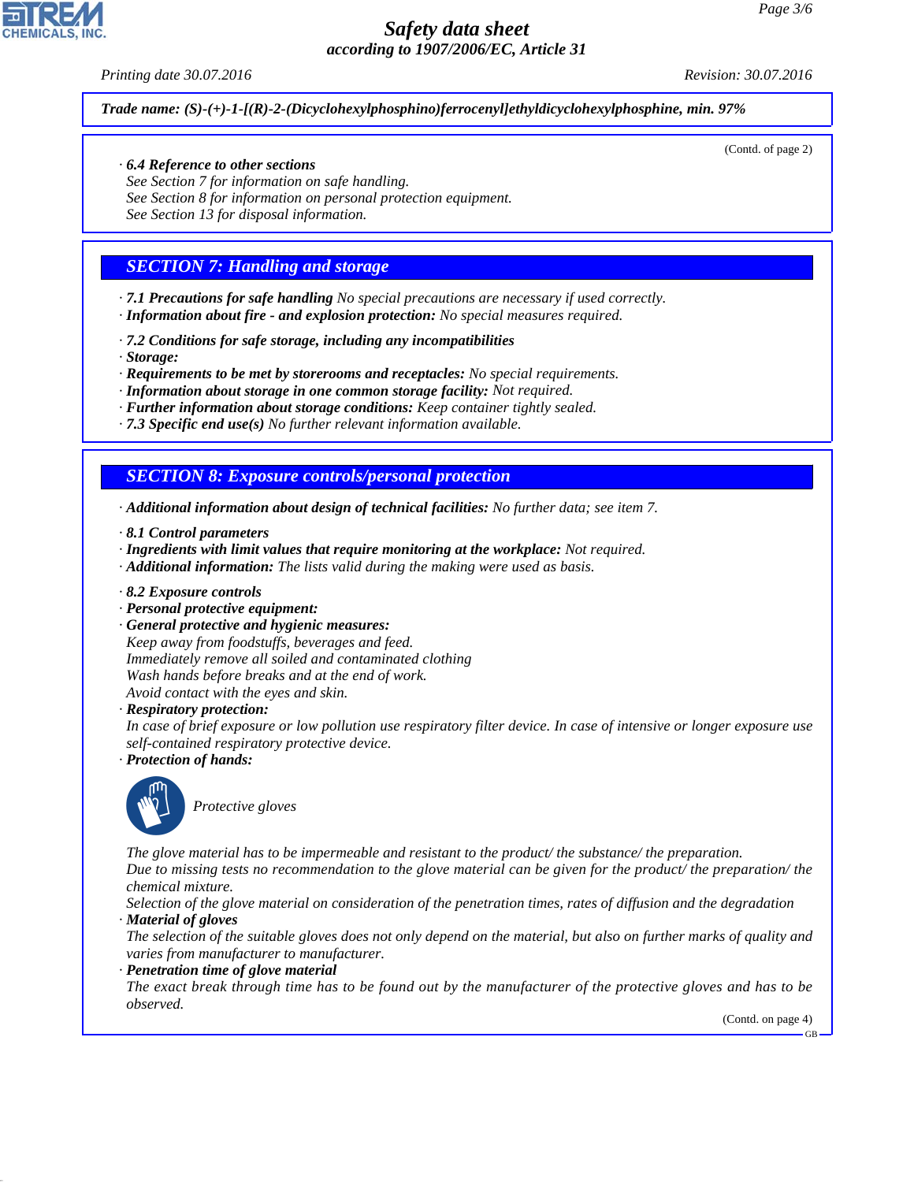*Trade name: (S)-(+)-1-[(R)-2-(Dicyclohexylphosphino)ferrocenyl]ethyldicyclohexylphosphine, min. 97%*

(Contd. of page 2)

· **6.4 Reference to other sections**
See Section 7 for information on safe handling.
See Section 8 for information on personal protection equipment.
See Section 13 for disposal information.

## SECTION 7: Handling and storage

· **7.1 Precautions for safe handling** No special precautions are necessary if used correctly.
· **Information about fire - and explosion protection:** No special measures required.

· **7.2 Conditions for safe storage, including any incompatibilities**
· **Storage:**
· **Requirements to be met by storerooms and receptacles:** No special requirements.
· **Information about storage in one common storage facility:** Not required.
· **Further information about storage conditions:** Keep container tightly sealed.
· **7.3 Specific end use(s)** No further relevant information available.

## SECTION 8: Exposure controls/personal protection

· **Additional information about design of technical facilities:** No further data; see item 7.

· **8.1 Control parameters**
· **Ingredients with limit values that require monitoring at the workplace:** Not required.
· **Additional information:** The lists valid during the making were used as basis.

· **8.2 Exposure controls**
· **Personal protective equipment:**
· **General protective and hygienic measures:**
Keep away from foodstuffs, beverages and feed.
Immediately remove all soiled and contaminated clothing
Wash hands before breaks and at the end of work.
Avoid contact with the eyes and skin.
· **Respiratory protection:**
In case of brief exposure or low pollution use respiratory filter device. In case of intensive or longer exposure use self-contained respiratory protective device.
· **Protection of hands:**

Protective gloves

The glove material has to be impermeable and resistant to the product/ the substance/ the preparation.
Due to missing tests no recommendation to the glove material can be given for the product/ the preparation/ the chemical mixture.
Selection of the glove material on consideration of the penetration times, rates of diffusion and the degradation
· **Material of gloves**
The selection of the suitable gloves does not only depend on the material, but also on further marks of quality and varies from manufacturer to manufacturer.
· **Penetration time of glove material**
The exact break through time has to be found out by the manufacturer of the protective gloves and has to be observed.

(Contd. on page 4)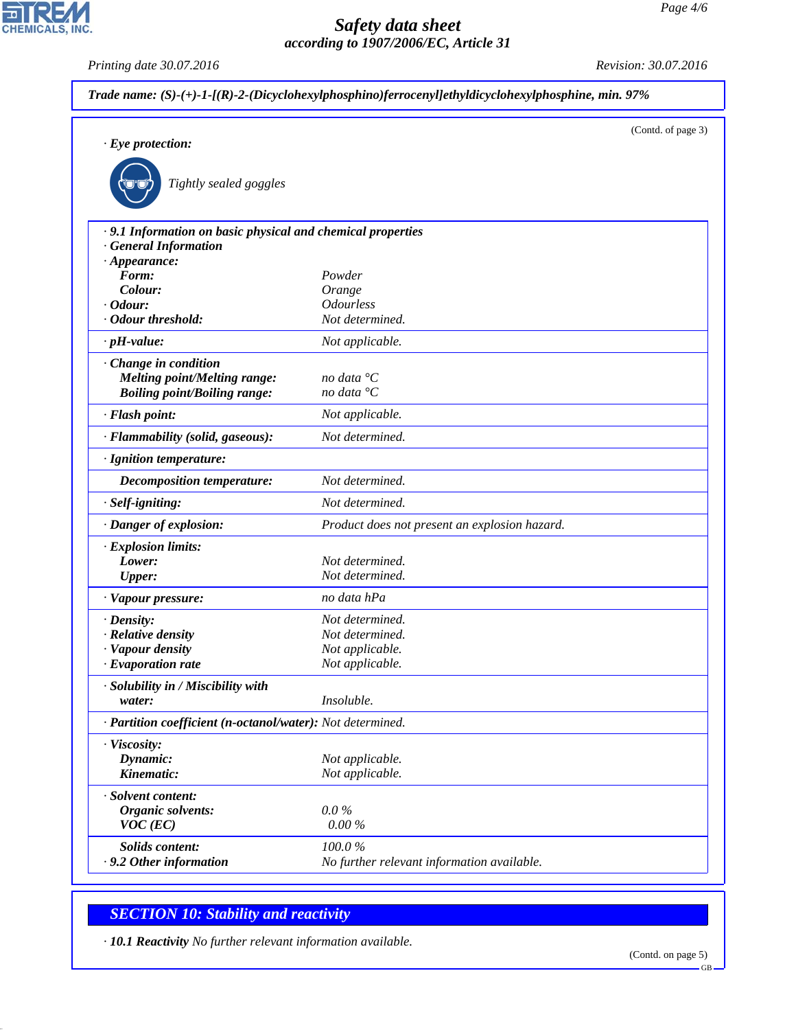**Trade name: (S)-(+)-1-[(R)-2-(Dicyclohexylphosphino)ferrocenyl]ethyldicyclohexylphosphine, min. 97%**

(Contd. of page 3)

· **Eye protection:**

Tightly sealed goggles

| | |
|---|---|
| · **9.1 Information on basic physical and chemical properties** | |
| · **General Information** | |
| · **Appearance:** | |
| **Form:** | Powder |
| **Colour:** | Orange |
| · **Odour:** | Odourless |
| · **Odour threshold:** | Not determined. |
| · **pH-value:** | Not applicable. |
| · **Change in condition** | |
| **Melting point/Melting range:** | no data °C |
| **Boiling point/Boiling range:** | no data °C |
| · **Flash point:** | Not applicable. |
| · **Flammability (solid, gaseous):** | Not determined. |
| · **Ignition temperature:** | |
| **Decomposition temperature:** | Not determined. |
| · **Self-igniting:** | Not determined. |
| · **Danger of explosion:** | Product does not present an explosion hazard. |
| · **Explosion limits:** | |
| **Lower:** | Not determined. |
| **Upper:** | Not determined. |
| · **Vapour pressure:** | no data hPa |
| · **Density:** | Not determined. |
| · **Relative density** | Not determined. |
| · **Vapour density** | Not applicable. |
| · **Evaporation rate** | Not applicable. |
| · **Solubility in / Miscibility with** | |
| **water:** | Insoluble. |
| · **Partition coefficient (n-octanol/water):** | Not determined. |
| · **Viscosity:** | |
| **Dynamic:** | Not applicable. |
| **Kinematic:** | Not applicable. |
| · **Solvent content:** | |
| **Organic solvents:** | 0.0 % |
| **VOC (EC)** | 0.00 % |
| **Solids content:** | 100.0 % |
| · **9.2 Other information** | No further relevant information available. |

## SECTION 10: Stability and reactivity

· **10.1 Reactivity** No further relevant information available.

(Contd. on page 5)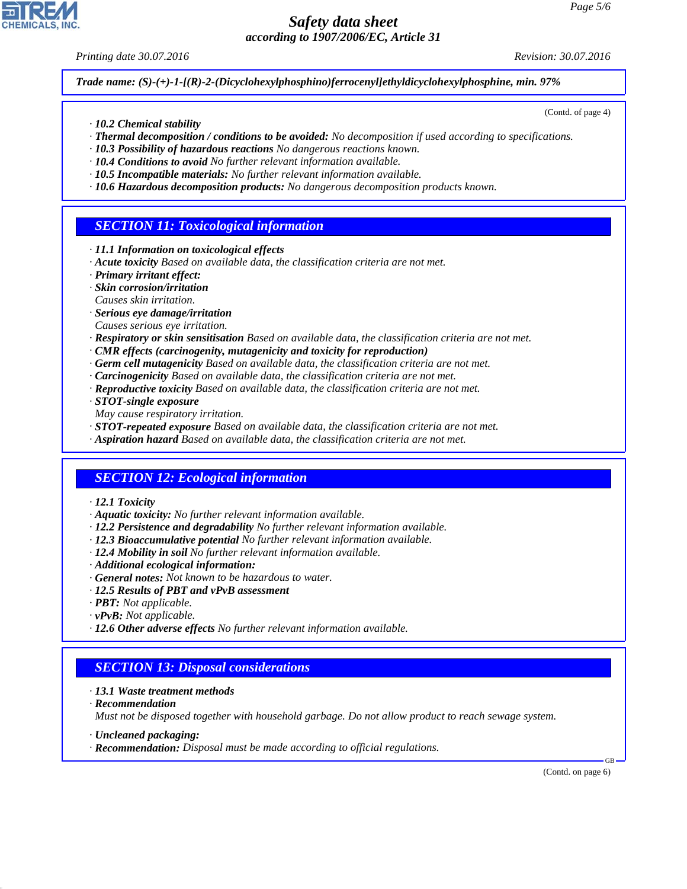Trade name: (S)-(+)-1-[(R)-2-(Dicyclohexylphosphino)ferrocenyl]ethyldicyclohexylphosphine, min. 97%

(Contd. of page 4)

· **10.2 Chemical stability**
· **Thermal decomposition / conditions to be avoided:** No decomposition if used according to specifications.
· **10.3 Possibility of hazardous reactions** No dangerous reactions known.
· **10.4 Conditions to avoid** No further relevant information available.
· **10.5 Incompatible materials:** No further relevant information available.
· **10.6 Hazardous decomposition products:** No dangerous decomposition products known.

## SECTION 11: Toxicological information

· **11.1 Information on toxicological effects**
· **Acute toxicity** Based on available data, the classification criteria are not met.
· **Primary irritant effect:**
· **Skin corrosion/irritation**
Causes skin irritation.
· **Serious eye damage/irritation**
Causes serious eye irritation.
· **Respiratory or skin sensitisation** Based on available data, the classification criteria are not met.
· **CMR effects (carcinogenity, mutagenicity and toxicity for reproduction)**
· **Germ cell mutagenicity** Based on available data, the classification criteria are not met.
· **Carcinogenicity** Based on available data, the classification criteria are not met.
· **Reproductive toxicity** Based on available data, the classification criteria are not met.
· **STOT-single exposure**
May cause respiratory irritation.
· **STOT-repeated exposure** Based on available data, the classification criteria are not met.
· **Aspiration hazard** Based on available data, the classification criteria are not met.

## SECTION 12: Ecological information

· **12.1 Toxicity**
· **Aquatic toxicity:** No further relevant information available.
· **12.2 Persistence and degradability** No further relevant information available.
· **12.3 Bioaccumulative potential** No further relevant information available.
· **12.4 Mobility in soil** No further relevant information available.
· **Additional ecological information:**
· **General notes:** Not known to be hazardous to water.
· **12.5 Results of PBT and vPvB assessment**
· **PBT:** Not applicable.
· **vPvB:** Not applicable.
· **12.6 Other adverse effects** No further relevant information available.

## SECTION 13: Disposal considerations

· **13.1 Waste treatment methods**
· **Recommendation**
Must not be disposed together with household garbage. Do not allow product to reach sewage system.

· **Uncleaned packaging:**
· **Recommendation:** Disposal must be made according to official regulations.

(Contd. on page 6)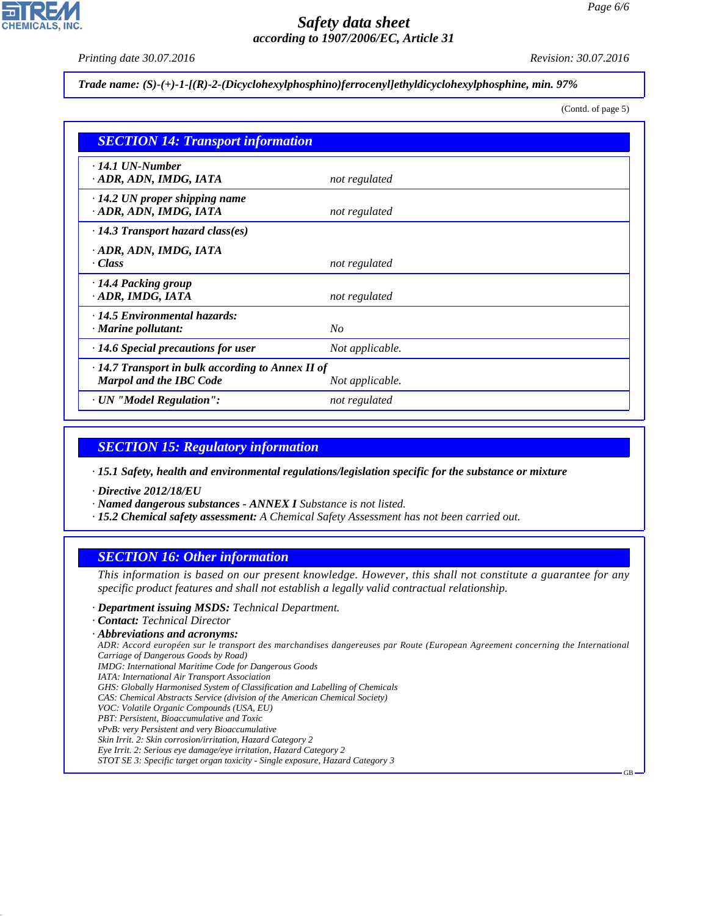# Safety data sheet
*according to 1907/2006/EC, Article 31*

Printing date 30.07.2016 Revision: 30.07.2016

**Trade name: (S)-(+)-1-[(R)-2-(Dicyclohexylphosphino)ferrocenyl]ethyldicyclohexylphosphine, min. 97%**

(Contd. of page 5)

## SECTION 14: Transport information

| | |
|---|---|
| · **14.1 UN-Number**<br>· **ADR, ADN, IMDG, IATA** | not regulated |
| · **14.2 UN proper shipping name**<br>· **ADR, ADN, IMDG, IATA** | not regulated |
| · **14.3 Transport hazard class(es)**<br>· **ADR, ADN, IMDG, IATA**<br>· **Class** | not regulated |
| · **14.4 Packing group**<br>· **ADR, IMDG, IATA** | not regulated |
| · **14.5 Environmental hazards:**<br>· **Marine pollutant:** | No |
| · **14.6 Special precautions for user** | Not applicable. |
| · **14.7 Transport in bulk according to Annex II of Marpol and the IBC Code** | Not applicable. |
| · **UN "Model Regulation":** | not regulated |

## SECTION 15: Regulatory information

· **15.1 Safety, health and environmental regulations/legislation specific for the substance or mixture**

· **Directive 2012/18/EU**
· **Named dangerous substances - ANNEX I** Substance is not listed.
· **15.2 Chemical safety assessment:** A Chemical Safety Assessment has not been carried out.

## SECTION 16: Other information

This information is based on our present knowledge. However, this shall not constitute a guarantee for any specific product features and shall not establish a legally valid contractual relationship.

· **Department issuing MSDS:** Technical Department.
· **Contact:** Technical Director
· **Abbreviations and acronyms:**
ADR: Accord européen sur le transport des marchandises dangereuses par Route (European Agreement concerning the International Carriage of Dangerous Goods by Road)
IMDG: International Maritime Code for Dangerous Goods
IATA: International Air Transport Association
GHS: Globally Harmonised System of Classification and Labelling of Chemicals
CAS: Chemical Abstracts Service (division of the American Chemical Society)
VOC: Volatile Organic Compounds (USA, EU)
PBT: Persistent, Bioaccumulative and Toxic
vPvB: very Persistent and very Bioaccumulative
Skin Irrit. 2: Skin corrosion/irritation, Hazard Category 2
Eye Irrit. 2: Serious eye damage/eye irritation, Hazard Category 2
STOT SE 3: Specific target organ toxicity - Single exposure, Hazard Category 3

GB